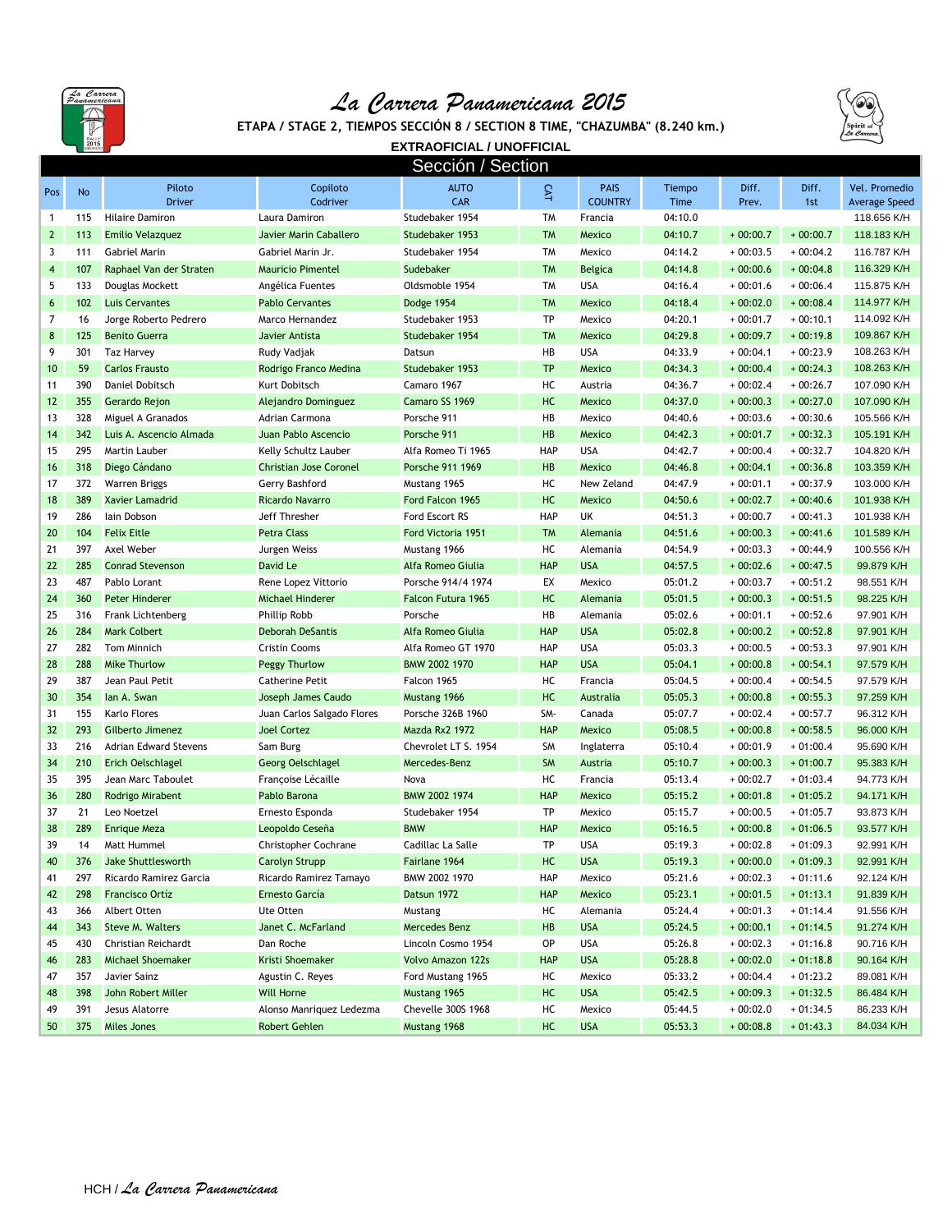# La Carrera Panamericana 2015

**ETAPA / STAGE 2, TIEMPOS SECCIÓN 8 / SECTION 8 TIME, "CHAZUMBA" (8.240 km.)**

**EXTRAOFICIAL / UNOFFICIAL**

## Sección / Section

| Pos | No | Piloto Driver | Copiloto Codriver | AUTO CAR | CAT | PAIS COUNTRY | Tiempo Time | Diff. Prev. | Diff. 1st | Vel. Promedio Average Speed |
|---|---|---|---|---|---|---|---|---|---|---|
| 1 | 115 | Hilaire Damiron | Laura Damiron | Studebaker 1954 | TM | Francia | 04:10.0 | | | 118.656 K/H |
| 2 | 113 | Emilio Velazquez | Javier Marin Caballero | Studebaker 1953 | TM | Mexico | 04:10.7 | + 00:00.7 | + 00:00.7 | 118.183 K/H |
| 3 | 111 | Gabriel Marin | Gabriel Marin Jr. | Studebaker 1954 | TM | Mexico | 04:14.2 | + 00:03.5 | + 00:04.2 | 116.787 K/H |
| 4 | 107 | Raphael Van der Straten | Mauricio Pimentel | Sudebaker | TM | Belgica | 04:14.8 | + 00:00.6 | + 00:04.8 | 116.329 K/H |
| 5 | 133 | Douglas Mockett | Angélica Fuentes | Oldsmoble 1954 | TM | USA | 04:16.4 | + 00:01.6 | + 00:06.4 | 115.875 K/H |
| 6 | 102 | Luis Cervantes | Pablo Cervantes | Dodge 1954 | TM | Mexico | 04:18.4 | + 00:02.0 | + 00:08.4 | 114.977 K/H |
| 7 | 16 | Jorge Roberto Pedrero | Marco Hernandez | Studebaker 1953 | TP | Mexico | 04:20.1 | + 00:01.7 | + 00:10.1 | 114.092 K/H |
| 8 | 125 | Benito Guerra | Javier Antista | Studebaker 1954 | TM | Mexico | 04:29.8 | + 00:09.7 | + 00:19.8 | 109.867 K/H |
| 9 | 301 | Taz Harvey | Rudy Vadjak | Datsun | HB | USA | 04:33.9 | + 00:04.1 | + 00:23.9 | 108.263 K/H |
| 10 | 59 | Carlos Frausto | Rodrigo Franco Medina | Studebaker 1953 | TP | Mexico | 04:34.3 | + 00:00.4 | + 00:24.3 | 108.263 K/H |
| 11 | 390 | Daniel Dobitsch | Kurt Dobitsch | Camaro 1967 | HC | Austria | 04:36.7 | + 00:02.4 | + 00:26.7 | 107.090 K/H |
| 12 | 355 | Gerardo Rejon | Alejandro Dominguez | Camaro SS 1969 | HC | Mexico | 04:37.0 | + 00:00.3 | + 00:27.0 | 107.090 K/H |
| 13 | 328 | Miguel A Granados | Adrian Carmona | Porsche 911 | HB | Mexico | 04:40.6 | + 00:03.6 | + 00:30.6 | 105.566 K/H |
| 14 | 342 | Luis A. Ascencio Almada | Juan Pablo Ascencio | Porsche 911 | HB | Mexico | 04:42.3 | + 00:01.7 | + 00:32.3 | 105.191 K/H |
| 15 | 295 | Martin Lauber | Kelly Schultz Lauber | Alfa Romeo Ti 1965 | HAP | USA | 04:42.7 | + 00:00.4 | + 00:32.7 | 104.820 K/H |
| 16 | 318 | Diego Cándano | Christian Jose Coronel | Porsche 911 1969 | HB | Mexico | 04:46.8 | + 00:04.1 | + 00:36.8 | 103.359 K/H |
| 17 | 372 | Warren Briggs | Gerry Bashford | Mustang 1965 | HC | New Zeland | 04:47.9 | + 00:01.1 | + 00:37.9 | 103.000 K/H |
| 18 | 389 | Xavier Lamadrid | Ricardo Navarro | Ford Falcon 1965 | HC | Mexico | 04:50.6 | + 00:02.7 | + 00:40.6 | 101.938 K/H |
| 19 | 286 | Iain Dobson | Jeff Thresher | Ford Escort RS | HAP | UK | 04:51.3 | + 00:00.7 | + 00:41.3 | 101.938 K/H |
| 20 | 104 | Felix Eitle | Petra Class | Ford Victoria 1951 | TM | Alemania | 04:51.6 | + 00:00.3 | + 00:41.6 | 101.589 K/H |
| 21 | 397 | Axel Weber | Jurgen Weiss | Mustang 1966 | HC | Alemania | 04:54.9 | + 00:03.3 | + 00:44.9 | 100.556 K/H |
| 22 | 285 | Conrad Stevenson | David Le | Alfa Romeo Giulia | HAP | USA | 04:57.5 | + 00:02.6 | + 00:47.5 | 99.879 K/H |
| 23 | 487 | Pablo Lorant | Rene Lopez Vittorio | Porsche 914/4 1974 | EX | Mexico | 05:01.2 | + 00:03.7 | + 00:51.2 | 98.551 K/H |
| 24 | 360 | Peter Hinderer | Michael Hinderer | Falcon Futura 1965 | HC | Alemania | 05:01.5 | + 00:00.3 | + 00:51.5 | 98.225 K/H |
| 25 | 316 | Frank Lichtenberg | Phillip Robb | Porsche | HB | Alemania | 05:02.6 | + 00:01.1 | + 00:52.6 | 97.901 K/H |
| 26 | 284 | Mark Colbert | Deborah DeSantis | Alfa Romeo Giulia | HAP | USA | 05:02.8 | + 00:00.2 | + 00:52.8 | 97.901 K/H |
| 27 | 282 | Tom Minnich | Cristin Cooms | Alfa Romeo GT 1970 | HAP | USA | 05:03.3 | + 00:00.5 | + 00:53.3 | 97.901 K/H |
| 28 | 288 | Mike Thurlow | Peggy Thurlow | BMW 2002 1970 | HAP | USA | 05:04.1 | + 00:00.8 | + 00:54.1 | 97.579 K/H |
| 29 | 387 | Jean Paul Petit | Catherine Petit | Falcon 1965 | HC | Francia | 05:04.5 | + 00:00.4 | + 00:54.5 | 97.579 K/H |
| 30 | 354 | Ian A. Swan | Joseph James Caudo | Mustang 1966 | HC | Australia | 05:05.3 | + 00:00.8 | + 00:55.3 | 97.259 K/H |
| 31 | 155 | Karlo Flores | Juan Carlos Salgado Flores | Porsche 326B 1960 | SM- | Canada | 05:07.7 | + 00:02.4 | + 00:57.7 | 96.312 K/H |
| 32 | 293 | Gilberto Jimenez | Joel Cortez | Mazda Rx2 1972 | HAP | Mexico | 05:08.5 | + 00:00.8 | + 00:58.5 | 96.000 K/H |
| 33 | 216 | Adrian Edward Stevens | Sam Burg | Chevrolet LT S. 1954 | SM | Inglaterra | 05:10.4 | + 00:01.9 | + 01:00.4 | 95.690 K/H |
| 34 | 210 | Erich Oelschlagel | Georg Oelschlagel | Mercedes-Benz | SM | Austria | 05:10.7 | + 00:00.3 | + 01:00.7 | 95.383 K/H |
| 35 | 395 | Jean Marc Taboulet | Françoise Lécaille | Nova | HC | Francia | 05:13.4 | + 00:02.7 | + 01:03.4 | 94.773 K/H |
| 36 | 280 | Rodrigo Mirabent | Pablo Barona | BMW 2002 1974 | HAP | Mexico | 05:15.2 | + 00:01.8 | + 01:05.2 | 94.171 K/H |
| 37 | 21 | Leo Noetzel | Ernesto Esponda | Studebaker 1954 | TP | Mexico | 05:15.7 | + 00:00.5 | + 01:05.7 | 93.873 K/H |
| 38 | 289 | Enrique Meza | Leopoldo Ceseña | BMW | HAP | Mexico | 05:16.5 | + 00:00.8 | + 01:06.5 | 93.577 K/H |
| 39 | 14 | Matt Hummel | Christopher Cochrane | Cadillac La Salle | TP | USA | 05:19.3 | + 00:02.8 | + 01:09.3 | 92.991 K/H |
| 40 | 376 | Jake Shuttlesworth | Carolyn Strupp | Fairlane 1964 | HC | USA | 05:19.3 | + 00:00.0 | + 01:09.3 | 92.991 K/H |
| 41 | 297 | Ricardo Ramirez Garcia | Ricardo Ramirez Tamayo | BMW 2002 1970 | HAP | Mexico | 05:21.6 | + 00:02.3 | + 01:11.6 | 92.124 K/H |
| 42 | 298 | Francisco Ortíz | Ernesto García | Datsun 1972 | HAP | Mexico | 05:23.1 | + 00:01.5 | + 01:13.1 | 91.839 K/H |
| 43 | 366 | Albert Otten | Ute Otten | Mustang | HC | Alemania | 05:24.4 | + 00:01.3 | + 01:14.4 | 91.556 K/H |
| 44 | 343 | Steve M. Walters | Janet C. McFarland | Mercedes Benz | HB | USA | 05:24.5 | + 00:00.1 | + 01:14.5 | 91.274 K/H |
| 45 | 430 | Christian Reichardt | Dan Roche | Lincoln Cosmo 1954 | OP | USA | 05:26.8 | + 00:02.3 | + 01:16.8 | 90.716 K/H |
| 46 | 283 | Michael Shoemaker | Kristi Shoemaker | Volvo Amazon 122s | HAP | USA | 05:28.8 | + 00:02.0 | + 01:18.8 | 90.164 K/H |
| 47 | 357 | Javier Sainz | Agustin C. Reyes | Ford Mustang 1965 | HC | Mexico | 05:33.2 | + 00:04.4 | + 01:23.2 | 89.081 K/H |
| 48 | 398 | John Robert Miller | Will Horne | Mustang 1965 | HC | USA | 05:42.5 | + 00:09.3 | + 01:32.5 | 86.484 K/H |
| 49 | 391 | Jesus Alatorre | Alonso Manriquez Ledezma | Chevelle 300S 1968 | HC | Mexico | 05:44.5 | + 00:02.0 | + 01:34.5 | 86.233 K/H |
| 50 | 375 | Miles Jones | Robert Gehlen | Mustang 1968 | HC | USA | 05:53.3 | + 00:08.8 | + 01:43.3 | 84.034 K/H |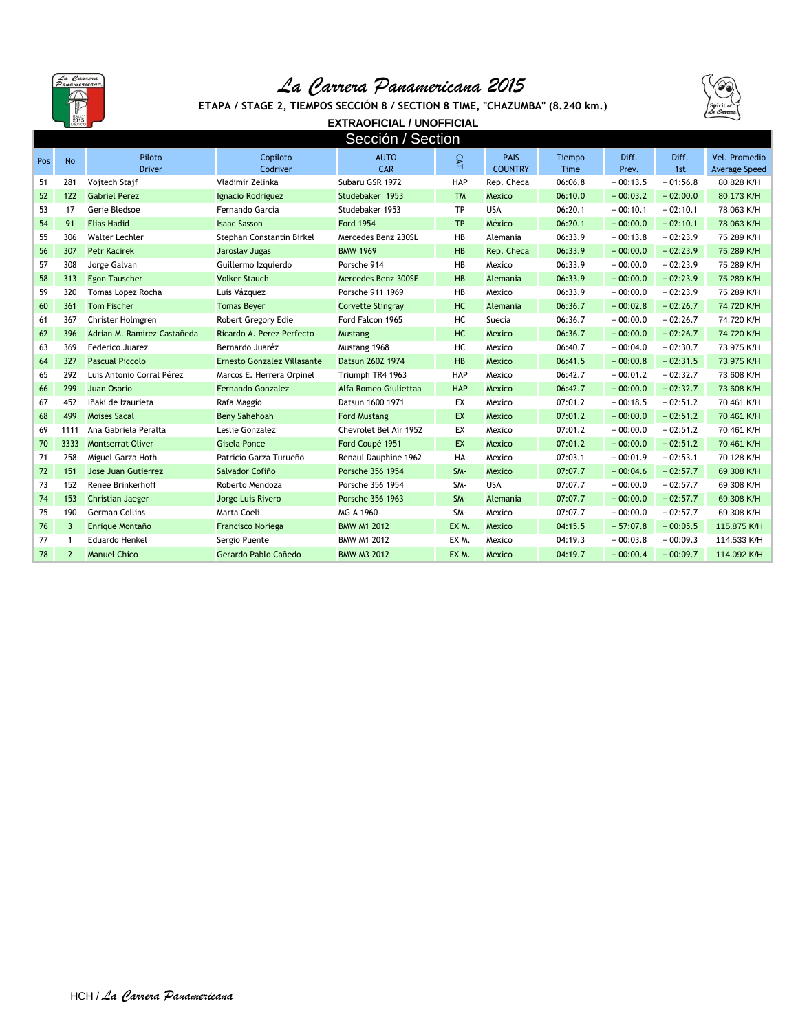# La Carrera Panamericana 2015

**ETAPA / STAGE 2, TIEMPOS SECCIÓN 8 / SECTION 8 TIME, "CHAZUMBA" (8.240 km.)**

**EXTRAOFICIAL / UNOFFICIAL**

Sección / Section

| Pos | No | Piloto Driver | Copiloto Codriver | AUTO CAR | CAT | PAIS COUNTRY | Tiempo Time | Diff. Prev. | Diff. 1st | Vel. Promedio Average Speed |
|---|---|---|---|---|---|---|---|---|---|---|
| 51 | 281 | Vojtech Stajf | Vladimir Zelinka | Subaru GSR 1972 | HAP | Rep. Checa | 06:06.8 | + 00:13.5 | + 01:56.8 | 80.828 K/H |
| 52 | 122 | Gabriel Perez | Ignacio Rodriguez | Studebaker 1953 | TM | Mexico | 06:10.0 | + 00:03.2 | + 02:00.0 | 80.173 K/H |
| 53 | 17 | Gerie Bledsoe | Fernando Garcia | Studebaker 1953 | TP | USA | 06:20.1 | + 00:10.1 | + 02:10.1 | 78.063 K/H |
| 54 | 91 | Elias Hadid | Isaac Sasson | Ford 1954 | TP | México | 06:20.1 | + 00:00.0 | + 02:10.1 | 78.063 K/H |
| 55 | 306 | Walter Lechler | Stephan Constantin Birkel | Mercedes Benz 230SL | HB | Alemania | 06:33.9 | + 00:13.8 | + 02:23.9 | 75.289 K/H |
| 56 | 307 | Petr Kacirek | Jaroslav Jugas | BMW 1969 | HB | Rep. Checa | 06:33.9 | + 00:00.0 | + 02:23.9 | 75.289 K/H |
| 57 | 308 | Jorge Galvan | Guillermo Izquierdo | Porsche 914 | HB | Mexico | 06:33.9 | + 00:00.0 | + 02:23.9 | 75.289 K/H |
| 58 | 313 | Egon Tauscher | Volker Stauch | Mercedes Benz 300SE | HB | Alemania | 06:33.9 | + 00:00.0 | + 02:23.9 | 75.289 K/H |
| 59 | 320 | Tomas Lopez Rocha | Luis Vázquez | Porsche 911 1969 | HB | Mexico | 06:33.9 | + 00:00.0 | + 02:23.9 | 75.289 K/H |
| 60 | 361 | Tom Fischer | Tomas Beyer | Corvette Stingray | HC | Alemania | 06:36.7 | + 00:02.8 | + 02:26.7 | 74.720 K/H |
| 61 | 367 | Christer Holmgren | Robert Gregory Edie | Ford Falcon 1965 | HC | Suecia | 06:36.7 | + 00:00.0 | + 02:26.7 | 74.720 K/H |
| 62 | 396 | Adrian M. Ramirez Castañeda | Ricardo A. Perez Perfecto | Mustang | HC | Mexico | 06:36.7 | + 00:00.0 | + 02:26.7 | 74.720 K/H |
| 63 | 369 | Federico Juarez | Bernardo Juaréz | Mustang 1968 | HC | Mexico | 06:40.7 | + 00:04.0 | + 02:30.7 | 73.975 K/H |
| 64 | 327 | Pascual Piccolo | Ernesto Gonzalez Villasante | Datsun 260Z 1974 | HB | Mexico | 06:41.5 | + 00:00.8 | + 02:31.5 | 73.975 K/H |
| 65 | 292 | Luis Antonio Corral Pérez | Marcos E. Herrera Orpinel | Triumph TR4 1963 | HAP | Mexico | 06:42.7 | + 00:01.2 | + 02:32.7 | 73.608 K/H |
| 66 | 299 | Juan Osorio | Fernando Gonzalez | Alfa Romeo Giuliettaa | HAP | Mexico | 06:42.7 | + 00:00.0 | + 02:32.7 | 73.608 K/H |
| 67 | 452 | Iñaki de Izaurieta | Rafa Maggio | Datsun 1600 1971 | EX | Mexico | 07:01.2 | + 00:18.5 | + 02:51.2 | 70.461 K/H |
| 68 | 499 | Moises Sacal | Beny Sahehoah | Ford Mustang | EX | Mexico | 07:01.2 | + 00:00.0 | + 02:51.2 | 70.461 K/H |
| 69 | 1111 | Ana Gabriela Peralta | Leslie Gonzalez | Chevrolet Bel Air 1952 | EX | Mexico | 07:01.2 | + 00:00.0 | + 02:51.2 | 70.461 K/H |
| 70 | 3333 | Montserrat Oliver | Gisela Ponce | Ford Coupé 1951 | EX | Mexico | 07:01.2 | + 00:00.0 | + 02:51.2 | 70.461 K/H |
| 71 | 258 | Miguel Garza Hoth | Patricio Garza Turueño | Renaul Dauphine 1962 | HA | Mexico | 07:03.1 | + 00:01.9 | + 02:53.1 | 70.128 K/H |
| 72 | 151 | Jose Juan Gutierrez | Salvador Cofiño | Porsche 356 1954 | SM- | Mexico | 07:07.7 | + 00:04.6 | + 02:57.7 | 69.308 K/H |
| 73 | 152 | Renee Brinkerhoff | Roberto Mendoza | Porsche 356 1954 | SM- | USA | 07:07.7 | + 00:00.0 | + 02:57.7 | 69.308 K/H |
| 74 | 153 | Christian Jaeger | Jorge Luis Rivero | Porsche 356 1963 | SM- | Alemania | 07:07.7 | + 00:00.0 | + 02:57.7 | 69.308 K/H |
| 75 | 190 | German Collins | Marta Coeli | MG A 1960 | SM- | Mexico | 07:07.7 | + 00:00.0 | + 02:57.7 | 69.308 K/H |
| 76 | 3 | Enrique Montaño | Francisco Noriega | BMW M1 2012 | EX M. | Mexico | 04:15.5 | + 57:07.8 | + 00:05.5 | 115.875 K/H |
| 77 | 1 | Eduardo Henkel | Sergio Puente | BMW M1 2012 | EX M. | Mexico | 04:19.3 | + 00:03.8 | + 00:09.3 | 114.533 K/H |
| 78 | 2 | Manuel Chico | Gerardo Pablo Cañedo | BMW M3 2012 | EX M. | Mexico | 04:19.7 | + 00:00.4 | + 00:09.7 | 114.092 K/H |

HCH / La Carrera Panamericana